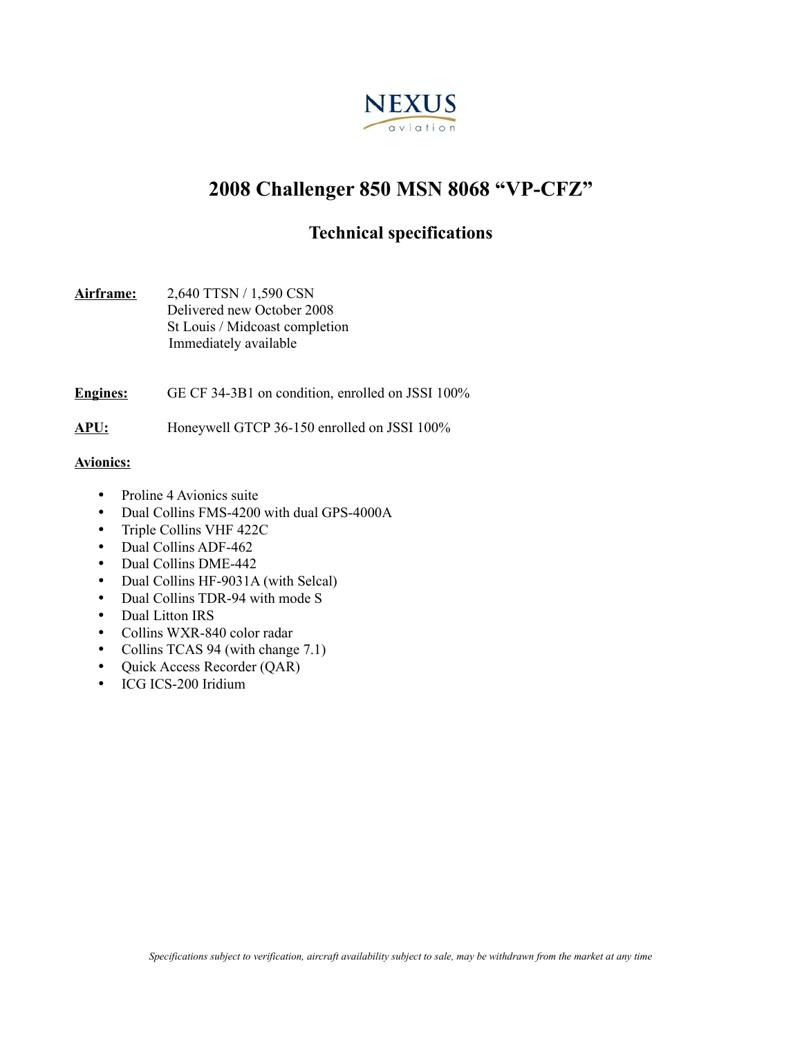NEXUS

aviation

# 2008 Challenger 850 MSN 8068 “VP-CFZ”

## Technical specifications

**Airframe:** 2,640 TTSN / 1,590 CSN
Delivered new October 2008
St Louis / Midcoast completion
Immediately available

**Engines:** GE CF 34-3B1 on condition, enrolled on JSSI 100%

**APU:** Honeywell GTCP 36-150 enrolled on JSSI 100%

**Avionics:**

- Proline 4 Avionics suite
- Dual Collins FMS-4200 with dual GPS-4000A
- Triple Collins VHF 422C
- Dual Collins ADF-462
- Dual Collins DME-442
- Dual Collins HF-9031A (with Selcal)
- Dual Collins TDR-94 with mode S
- Dual Litton IRS
- Collins WXR-840 color radar
- Collins TCAS 94 (with change 7.1)
- Quick Access Recorder (QAR)
- ICG ICS-200 Iridium

*Specifications subject to verification, aircraft availability subject to sale, may be withdrawn from the market at any time*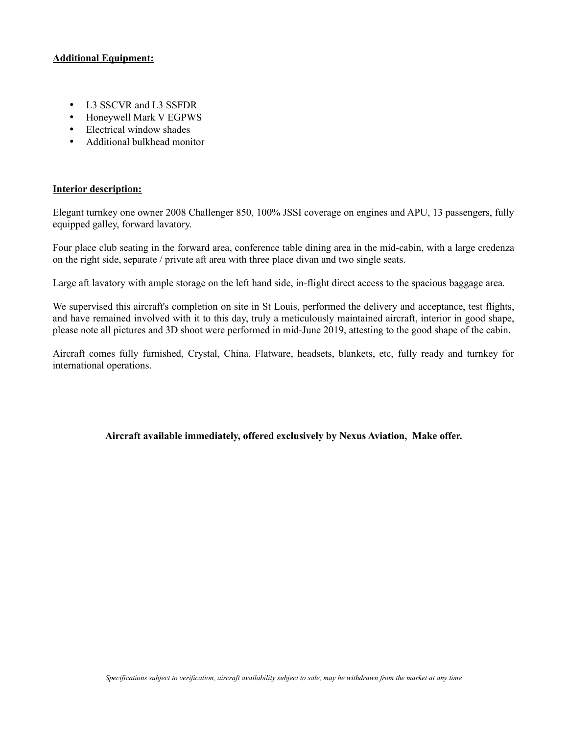**Additional Equipment:**

- L3 SSCVR and L3 SSFDR
- Honeywell Mark V EGPWS
- Electrical window shades
- Additional bulkhead monitor

**Interior description:**

Elegant turnkey one owner 2008 Challenger 850, 100% JSSI coverage on engines and APU, 13 passengers, fully equipped galley, forward lavatory.

Four place club seating in the forward area, conference table dining area in the mid-cabin, with a large credenza on the right side, separate / private aft area with three place divan and two single seats.

Large aft lavatory with ample storage on the left hand side, in-flight direct access to the spacious baggage area.

We supervised this aircraft's completion on site in St Louis, performed the delivery and acceptance, test flights, and have remained involved with it to this day, truly a meticulously maintained aircraft, interior in good shape, please note all pictures and 3D shoot were performed in mid-June 2019, attesting to the good shape of the cabin.

Aircraft comes fully furnished, Crystal, China, Flatware, headsets, blankets, etc, fully ready and turnkey for international operations.

**Aircraft available immediately, offered exclusively by Nexus Aviation, Make offer.**

*Specifications subject to verification, aircraft availability subject to sale, may be withdrawn from the market at any time*